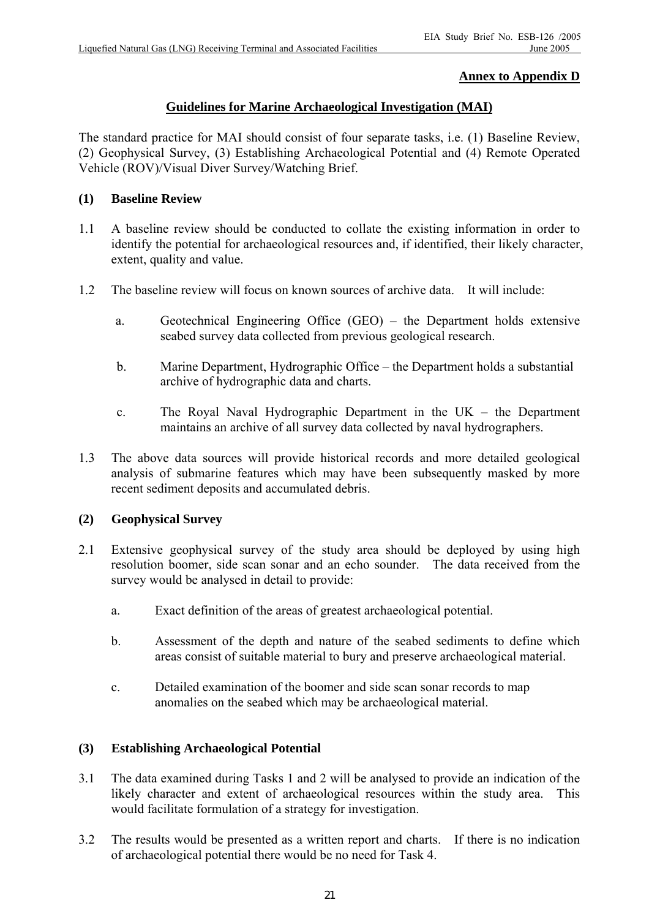**Annex to Appendix D**

## Guidelines for Marine Archaeological Investigation (MAI)

The standard practice for MAI should consist of four separate tasks, i.e. (1) Baseline Review, (2) Geophysical Survey, (3) Establishing Archaeological Potential and (4) Remote Operated Vehicle (ROV)/Visual Diver Survey/Watching Brief.

### (1) Baseline Review

1.1 A baseline review should be conducted to collate the existing information in order to identify the potential for archaeological resources and, if identified, their likely character, extent, quality and value.

1.2 The baseline review will focus on known sources of archive data. It will include:

a. Geotechnical Engineering Office (GEO) – the Department holds extensive seabed survey data collected from previous geological research.

b. Marine Department, Hydrographic Office – the Department holds a substantial archive of hydrographic data and charts.

c. The Royal Naval Hydrographic Department in the UK – the Department maintains an archive of all survey data collected by naval hydrographers.

1.3 The above data sources will provide historical records and more detailed geological analysis of submarine features which may have been subsequently masked by more recent sediment deposits and accumulated debris.

### (2) Geophysical Survey

2.1 Extensive geophysical survey of the study area should be deployed by using high resolution boomer, side scan sonar and an echo sounder. The data received from the survey would be analysed in detail to provide:

a. Exact definition of the areas of greatest archaeological potential.

b. Assessment of the depth and nature of the seabed sediments to define which areas consist of suitable material to bury and preserve archaeological material.

c. Detailed examination of the boomer and side scan sonar records to map anomalies on the seabed which may be archaeological material.

### (3) Establishing Archaeological Potential

3.1 The data examined during Tasks 1 and 2 will be analysed to provide an indication of the likely character and extent of archaeological resources within the study area. This would facilitate formulation of a strategy for investigation.

3.2 The results would be presented as a written report and charts. If there is no indication of archaeological potential there would be no need for Task 4.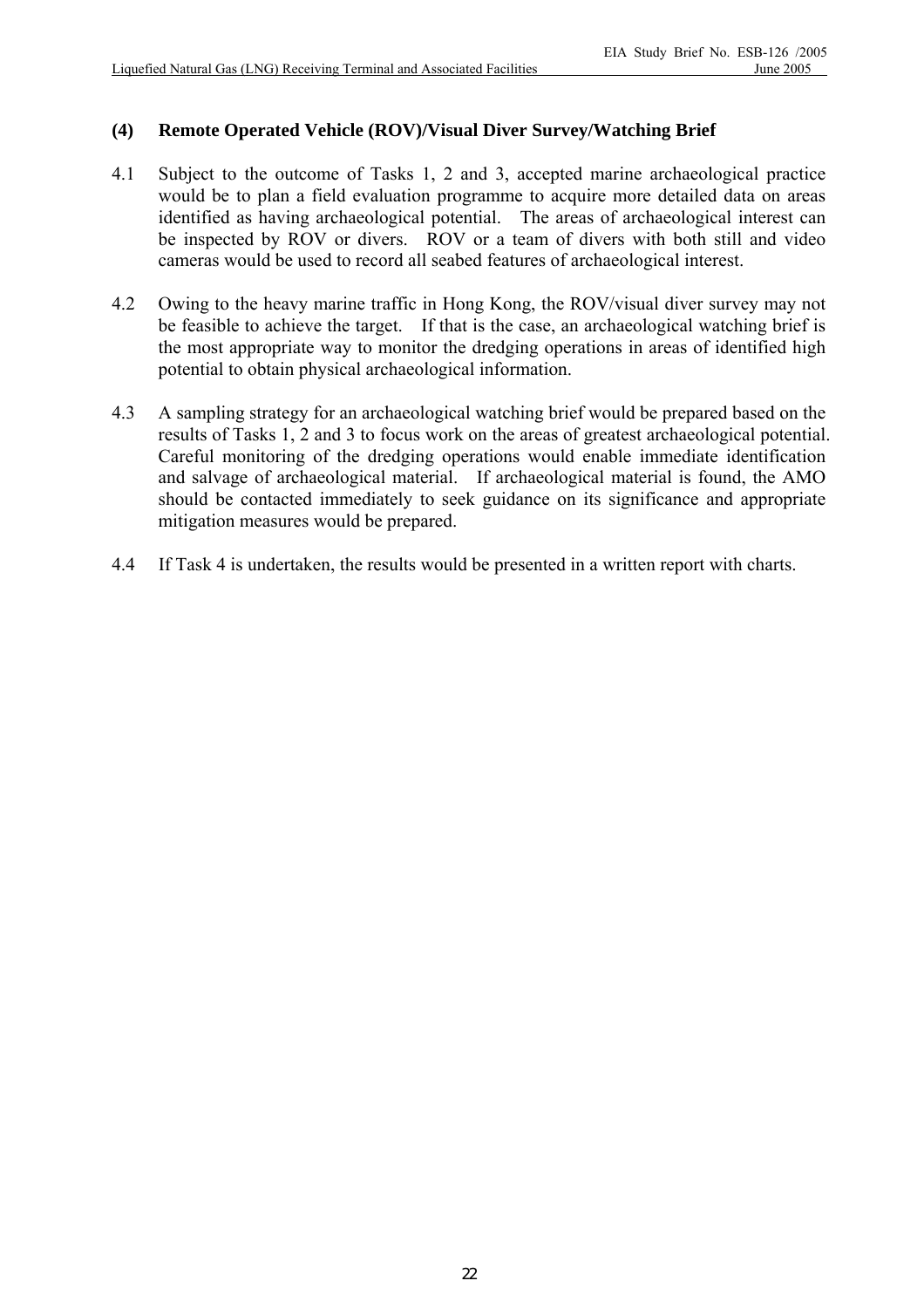### (4) Remote Operated Vehicle (ROV)/Visual Diver Survey/Watching Brief

4.1 Subject to the outcome of Tasks 1, 2 and 3, accepted marine archaeological practice would be to plan a field evaluation programme to acquire more detailed data on areas identified as having archaeological potential. The areas of archaeological interest can be inspected by ROV or divers. ROV or a team of divers with both still and video cameras would be used to record all seabed features of archaeological interest.

4.2 Owing to the heavy marine traffic in Hong Kong, the ROV/visual diver survey may not be feasible to achieve the target. If that is the case, an archaeological watching brief is the most appropriate way to monitor the dredging operations in areas of identified high potential to obtain physical archaeological information.

4.3 A sampling strategy for an archaeological watching brief would be prepared based on the results of Tasks 1, 2 and 3 to focus work on the areas of greatest archaeological potential. Careful monitoring of the dredging operations would enable immediate identification and salvage of archaeological material. If archaeological material is found, the AMO should be contacted immediately to seek guidance on its significance and appropriate mitigation measures would be prepared.

4.4 If Task 4 is undertaken, the results would be presented in a written report with charts.